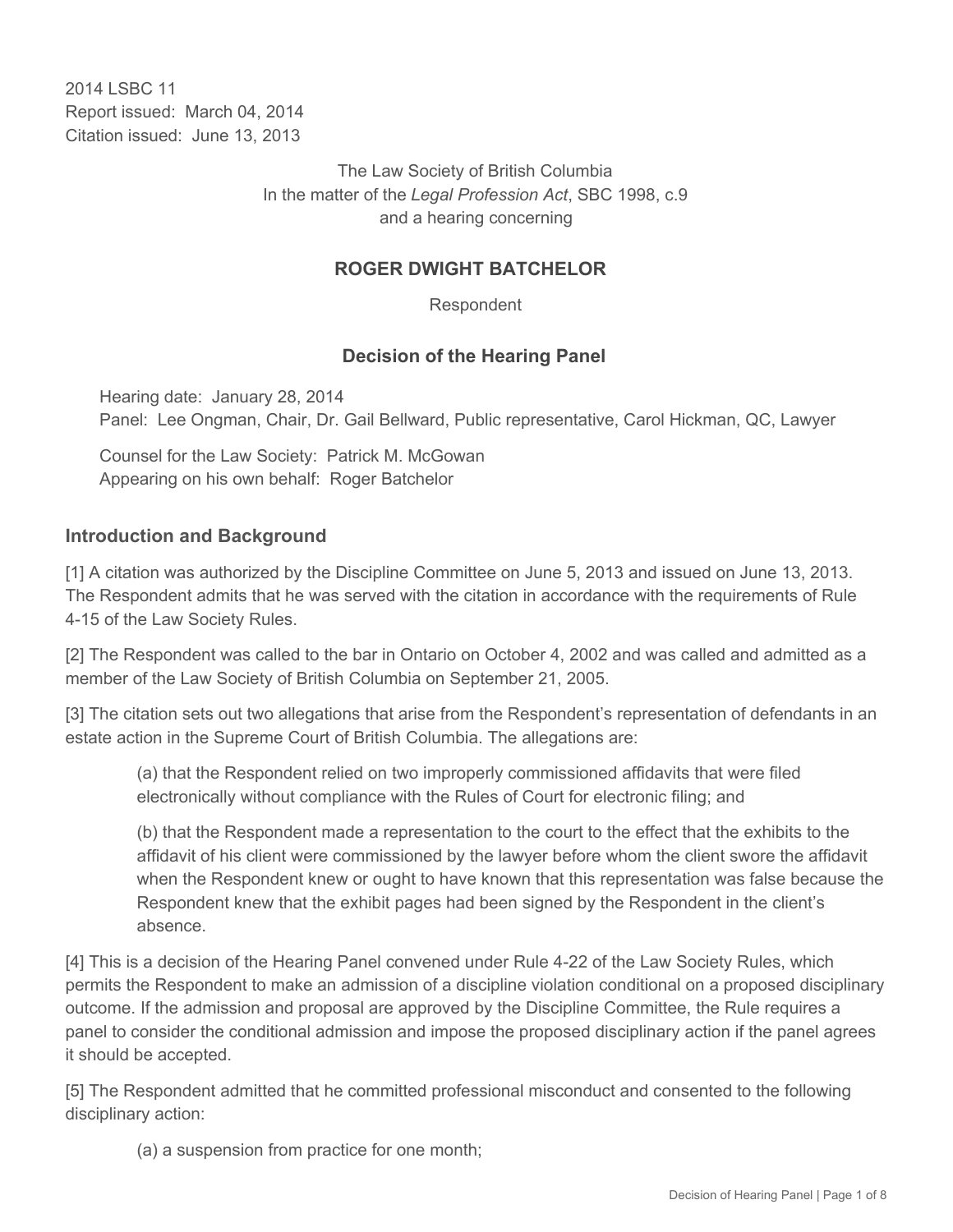2014 LSBC 11
Report issued: March 04, 2014
Citation issued: June 13, 2013

The Law Society of British Columbia
In the matter of the *Legal Profession Act*, SBC 1998, c.9
and a hearing concerning

## ROGER DWIGHT BATCHELOR

Respondent

## Decision of the Hearing Panel

Hearing date: January 28, 2014
Panel: Lee Ongman, Chair, Dr. Gail Bellward, Public representative, Carol Hickman, QC, Lawyer

Counsel for the Law Society: Patrick M. McGowan
Appearing on his own behalf: Roger Batchelor

### Introduction and Background

[1] A citation was authorized by the Discipline Committee on June 5, 2013 and issued on June 13, 2013. The Respondent admits that he was served with the citation in accordance with the requirements of Rule 4-15 of the Law Society Rules.

[2] The Respondent was called to the bar in Ontario on October 4, 2002 and was called and admitted as a member of the Law Society of British Columbia on September 21, 2005.

[3] The citation sets out two allegations that arise from the Respondent's representation of defendants in an estate action in the Supreme Court of British Columbia. The allegations are:

> (a) that the Respondent relied on two improperly commissioned affidavits that were filed electronically without compliance with the Rules of Court for electronic filing; and
>
> (b) that the Respondent made a representation to the court to the effect that the exhibits to the affidavit of his client were commissioned by the lawyer before whom the client swore the affidavit when the Respondent knew or ought to have known that this representation was false because the Respondent knew that the exhibit pages had been signed by the Respondent in the client's absence.

[4] This is a decision of the Hearing Panel convened under Rule 4-22 of the Law Society Rules, which permits the Respondent to make an admission of a discipline violation conditional on a proposed disciplinary outcome. If the admission and proposal are approved by the Discipline Committee, the Rule requires a panel to consider the conditional admission and impose the proposed disciplinary action if the panel agrees it should be accepted.

[5] The Respondent admitted that he committed professional misconduct and consented to the following disciplinary action:

> (a) a suspension from practice for one month;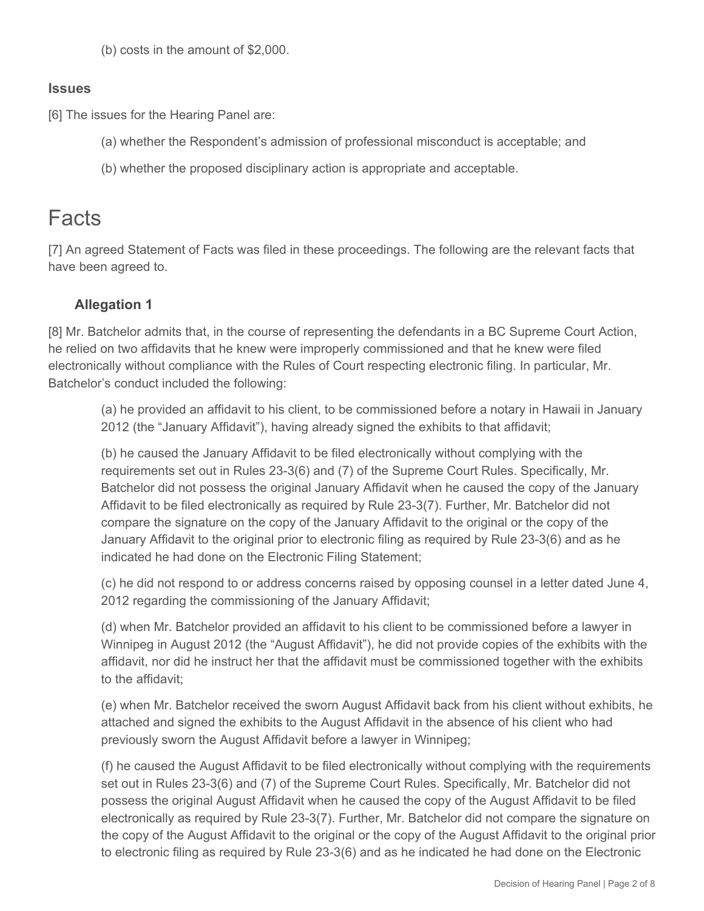(b) costs in the amount of $2,000.

### Issues

[6] The issues for the Hearing Panel are:

(a) whether the Respondent's admission of professional misconduct is acceptable; and

(b) whether the proposed disciplinary action is appropriate and acceptable.

# Facts

[7] An agreed Statement of Facts was filed in these proceedings. The following are the relevant facts that have been agreed to.

### Allegation 1

[8] Mr. Batchelor admits that, in the course of representing the defendants in a BC Supreme Court Action, he relied on two affidavits that he knew were improperly commissioned and that he knew were filed electronically without compliance with the Rules of Court respecting electronic filing. In particular, Mr. Batchelor's conduct included the following:

(a) he provided an affidavit to his client, to be commissioned before a notary in Hawaii in January 2012 (the "January Affidavit"), having already signed the exhibits to that affidavit;

(b) he caused the January Affidavit to be filed electronically without complying with the requirements set out in Rules 23-3(6) and (7) of the Supreme Court Rules. Specifically, Mr. Batchelor did not possess the original January Affidavit when he caused the copy of the January Affidavit to be filed electronically as required by Rule 23-3(7). Further, Mr. Batchelor did not compare the signature on the copy of the January Affidavit to the original or the copy of the January Affidavit to the original prior to electronic filing as required by Rule 23-3(6) and as he indicated he had done on the Electronic Filing Statement;

(c) he did not respond to or address concerns raised by opposing counsel in a letter dated June 4, 2012 regarding the commissioning of the January Affidavit;

(d) when Mr. Batchelor provided an affidavit to his client to be commissioned before a lawyer in Winnipeg in August 2012 (the "August Affidavit"), he did not provide copies of the exhibits with the affidavit, nor did he instruct her that the affidavit must be commissioned together with the exhibits to the affidavit;

(e) when Mr. Batchelor received the sworn August Affidavit back from his client without exhibits, he attached and signed the exhibits to the August Affidavit in the absence of his client who had previously sworn the August Affidavit before a lawyer in Winnipeg;

(f) he caused the August Affidavit to be filed electronically without complying with the requirements set out in Rules 23-3(6) and (7) of the Supreme Court Rules. Specifically, Mr. Batchelor did not possess the original August Affidavit when he caused the copy of the August Affidavit to be filed electronically as required by Rule 23-3(7). Further, Mr. Batchelor did not compare the signature on the copy of the August Affidavit to the original or the copy of the August Affidavit to the original prior to electronic filing as required by Rule 23-3(6) and as he indicated he had done on the Electronic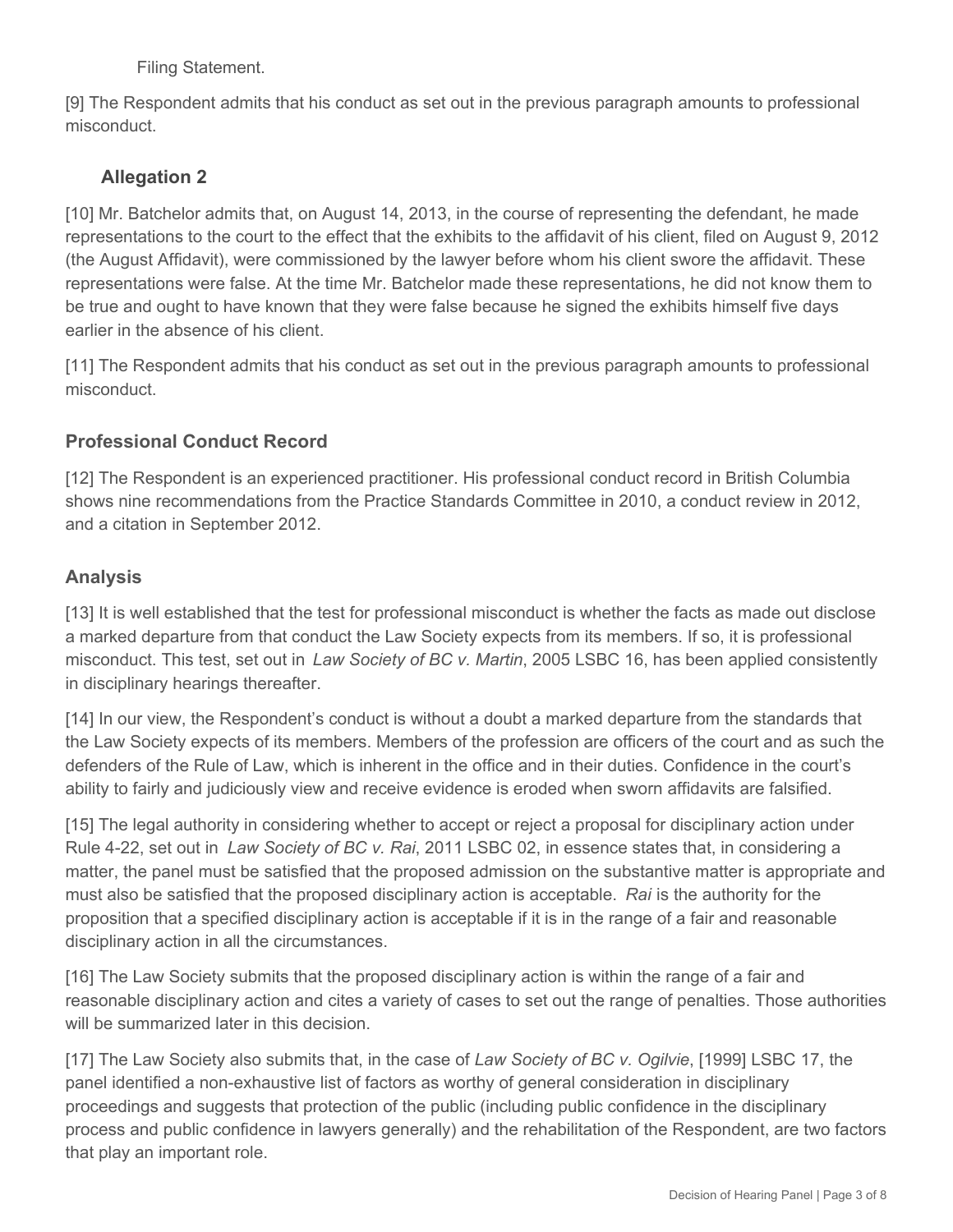Filing Statement.

[9] The Respondent admits that his conduct as set out in the previous paragraph amounts to professional misconduct.

### Allegation 2

[10] Mr. Batchelor admits that, on August 14, 2013, in the course of representing the defendant, he made representations to the court to the effect that the exhibits to the affidavit of his client, filed on August 9, 2012 (the August Affidavit), were commissioned by the lawyer before whom his client swore the affidavit. These representations were false. At the time Mr. Batchelor made these representations, he did not know them to be true and ought to have known that they were false because he signed the exhibits himself five days earlier in the absence of his client.

[11] The Respondent admits that his conduct as set out in the previous paragraph amounts to professional misconduct.

## Professional Conduct Record

[12] The Respondent is an experienced practitioner. His professional conduct record in British Columbia shows nine recommendations from the Practice Standards Committee in 2010, a conduct review in 2012, and a citation in September 2012.

## Analysis

[13] It is well established that the test for professional misconduct is whether the facts as made out disclose a marked departure from that conduct the Law Society expects from its members. If so, it is professional misconduct. This test, set out in *Law Society of BC v. Martin*, 2005 LSBC 16, has been applied consistently in disciplinary hearings thereafter.

[14] In our view, the Respondent's conduct is without a doubt a marked departure from the standards that the Law Society expects of its members. Members of the profession are officers of the court and as such the defenders of the Rule of Law, which is inherent in the office and in their duties. Confidence in the court's ability to fairly and judiciously view and receive evidence is eroded when sworn affidavits are falsified.

[15] The legal authority in considering whether to accept or reject a proposal for disciplinary action under Rule 4-22, set out in *Law Society of BC v. Rai*, 2011 LSBC 02, in essence states that, in considering a matter, the panel must be satisfied that the proposed admission on the substantive matter is appropriate and must also be satisfied that the proposed disciplinary action is acceptable. *Rai* is the authority for the proposition that a specified disciplinary action is acceptable if it is in the range of a fair and reasonable disciplinary action in all the circumstances.

[16] The Law Society submits that the proposed disciplinary action is within the range of a fair and reasonable disciplinary action and cites a variety of cases to set out the range of penalties. Those authorities will be summarized later in this decision.

[17] The Law Society also submits that, in the case of *Law Society of BC v. Ogilvie*, [1999] LSBC 17, the panel identified a non-exhaustive list of factors as worthy of general consideration in disciplinary proceedings and suggests that protection of the public (including public confidence in the disciplinary process and public confidence in lawyers generally) and the rehabilitation of the Respondent, are two factors that play an important role.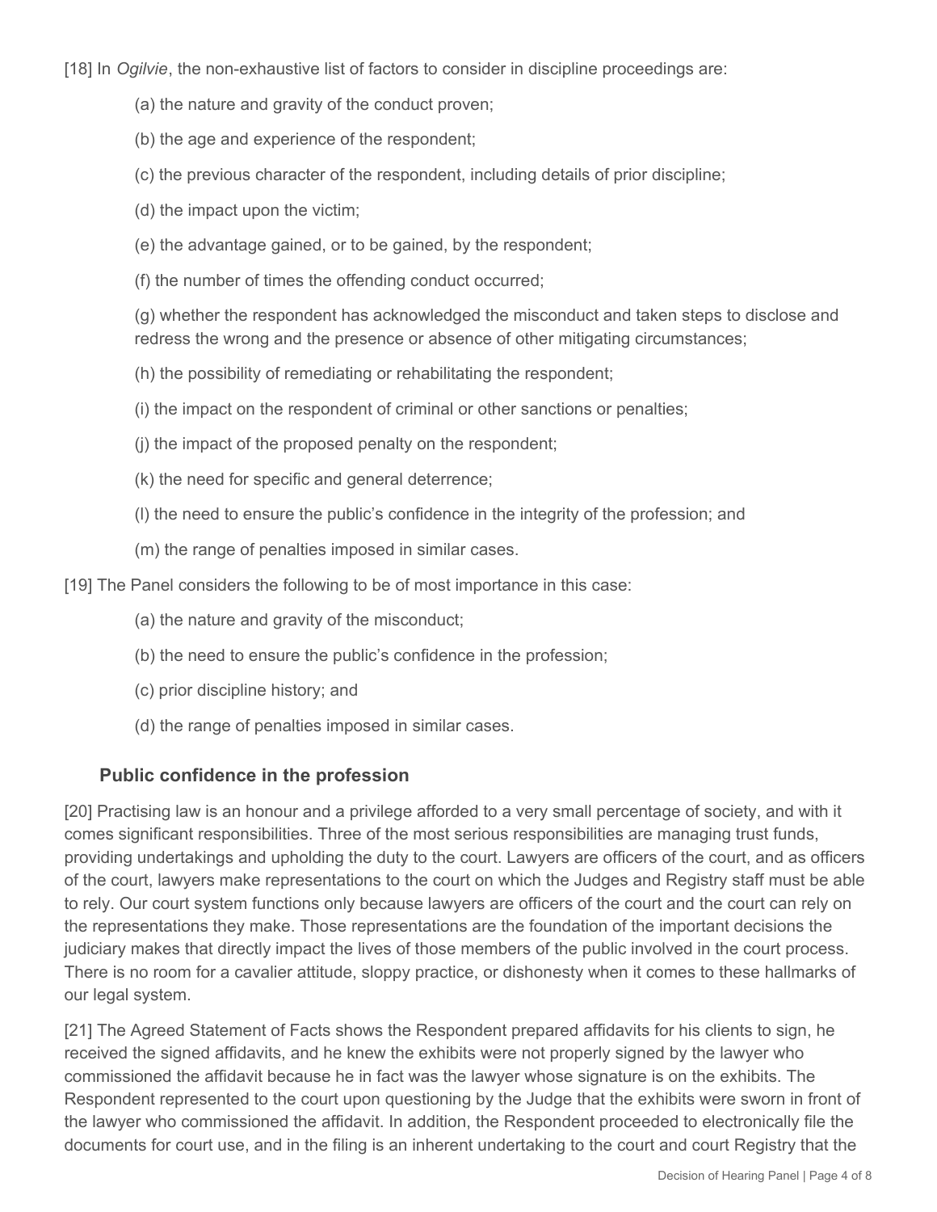[18] In *Ogilvie*, the non-exhaustive list of factors to consider in discipline proceedings are:

(a) the nature and gravity of the conduct proven;

(b) the age and experience of the respondent;

(c) the previous character of the respondent, including details of prior discipline;

(d) the impact upon the victim;

(e) the advantage gained, or to be gained, by the respondent;

(f) the number of times the offending conduct occurred;

(g) whether the respondent has acknowledged the misconduct and taken steps to disclose and redress the wrong and the presence or absence of other mitigating circumstances;

(h) the possibility of remediating or rehabilitating the respondent;

(i) the impact on the respondent of criminal or other sanctions or penalties;

(j) the impact of the proposed penalty on the respondent;

(k) the need for specific and general deterrence;

(l) the need to ensure the public's confidence in the integrity of the profession; and

(m) the range of penalties imposed in similar cases.

[19] The Panel considers the following to be of most importance in this case:

(a) the nature and gravity of the misconduct;

(b) the need to ensure the public's confidence in the profession;

(c) prior discipline history; and

(d) the range of penalties imposed in similar cases.

### Public confidence in the profession

[20] Practising law is an honour and a privilege afforded to a very small percentage of society, and with it comes significant responsibilities. Three of the most serious responsibilities are managing trust funds, providing undertakings and upholding the duty to the court. Lawyers are officers of the court, and as officers of the court, lawyers make representations to the court on which the Judges and Registry staff must be able to rely. Our court system functions only because lawyers are officers of the court and the court can rely on the representations they make. Those representations are the foundation of the important decisions the judiciary makes that directly impact the lives of those members of the public involved in the court process. There is no room for a cavalier attitude, sloppy practice, or dishonesty when it comes to these hallmarks of our legal system.

[21] The Agreed Statement of Facts shows the Respondent prepared affidavits for his clients to sign, he received the signed affidavits, and he knew the exhibits were not properly signed by the lawyer who commissioned the affidavit because he in fact was the lawyer whose signature is on the exhibits. The Respondent represented to the court upon questioning by the Judge that the exhibits were sworn in front of the lawyer who commissioned the affidavit. In addition, the Respondent proceeded to electronically file the documents for court use, and in the filing is an inherent undertaking to the court and court Registry that the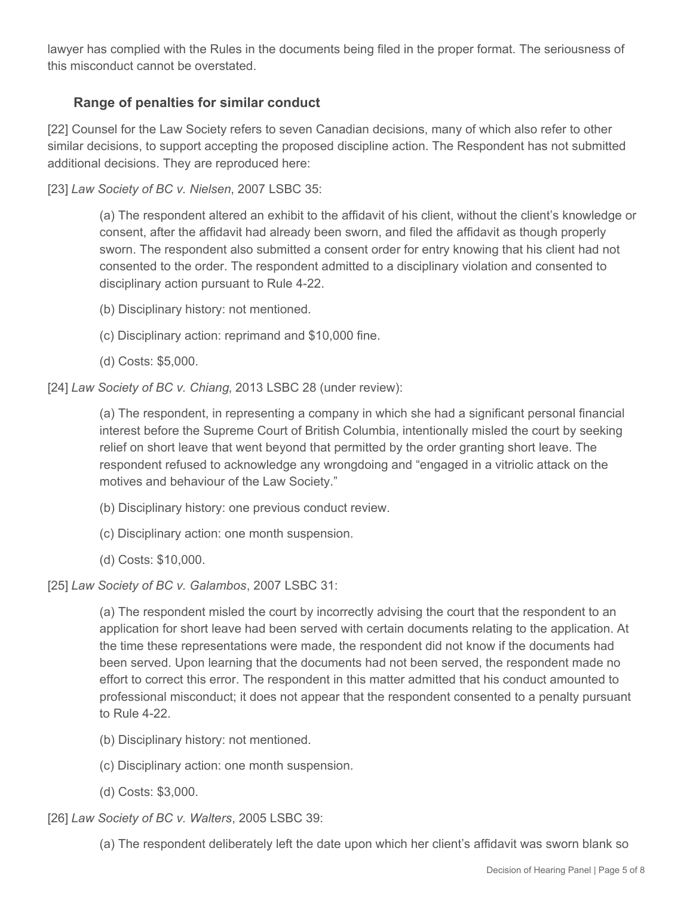lawyer has complied with the Rules in the documents being filed in the proper format. The seriousness of this misconduct cannot be overstated.

### Range of penalties for similar conduct

[22] Counsel for the Law Society refers to seven Canadian decisions, many of which also refer to other similar decisions, to support accepting the proposed discipline action. The Respondent has not submitted additional decisions. They are reproduced here:

[23] *Law Society of BC v. Nielsen*, 2007 LSBC 35:

> (a) The respondent altered an exhibit to the affidavit of his client, without the client's knowledge or consent, after the affidavit had already been sworn, and filed the affidavit as though properly sworn. The respondent also submitted a consent order for entry knowing that his client had not consented to the order. The respondent admitted to a disciplinary violation and consented to disciplinary action pursuant to Rule 4-22.
>
> (b) Disciplinary history: not mentioned.
>
> (c) Disciplinary action: reprimand and $10,000 fine.
>
> (d) Costs: $5,000.

[24] *Law Society of BC v. Chiang*, 2013 LSBC 28 (under review):

> (a) The respondent, in representing a company in which she had a significant personal financial interest before the Supreme Court of British Columbia, intentionally misled the court by seeking relief on short leave that went beyond that permitted by the order granting short leave. The respondent refused to acknowledge any wrongdoing and "engaged in a vitriolic attack on the motives and behaviour of the Law Society."
>
> (b) Disciplinary history: one previous conduct review.
>
> (c) Disciplinary action: one month suspension.
>
> (d) Costs: $10,000.

[25] *Law Society of BC v. Galambos*, 2007 LSBC 31:

> (a) The respondent misled the court by incorrectly advising the court that the respondent to an application for short leave had been served with certain documents relating to the application. At the time these representations were made, the respondent did not know if the documents had been served. Upon learning that the documents had not been served, the respondent made no effort to correct this error. The respondent in this matter admitted that his conduct amounted to professional misconduct; it does not appear that the respondent consented to a penalty pursuant to Rule 4-22.
>
> (b) Disciplinary history: not mentioned.
>
> (c) Disciplinary action: one month suspension.
>
> (d) Costs: $3,000.

[26] *Law Society of BC v. Walters*, 2005 LSBC 39:

> (a) The respondent deliberately left the date upon which her client's affidavit was sworn blank so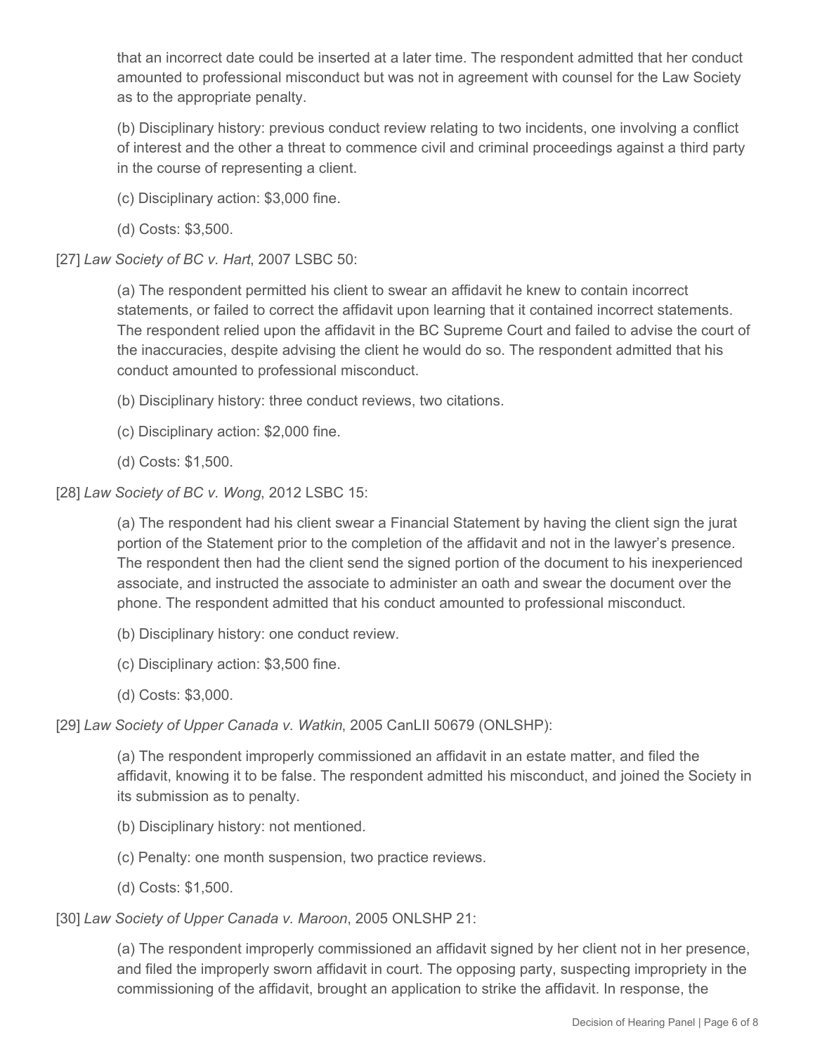that an incorrect date could be inserted at a later time. The respondent admitted that her conduct amounted to professional misconduct but was not in agreement with counsel for the Law Society as to the appropriate penalty.

(b) Disciplinary history: previous conduct review relating to two incidents, one involving a conflict of interest and the other a threat to commence civil and criminal proceedings against a third party in the course of representing a client.

(c) Disciplinary action: $3,000 fine.

(d) Costs: $3,500.

[27] *Law Society of BC v. Hart*, 2007 LSBC 50:

(a) The respondent permitted his client to swear an affidavit he knew to contain incorrect statements, or failed to correct the affidavit upon learning that it contained incorrect statements. The respondent relied upon the affidavit in the BC Supreme Court and failed to advise the court of the inaccuracies, despite advising the client he would do so. The respondent admitted that his conduct amounted to professional misconduct.

(b) Disciplinary history: three conduct reviews, two citations.

(c) Disciplinary action: $2,000 fine.

(d) Costs: $1,500.

[28] *Law Society of BC v. Wong*, 2012 LSBC 15:

(a) The respondent had his client swear a Financial Statement by having the client sign the jurat portion of the Statement prior to the completion of the affidavit and not in the lawyer's presence. The respondent then had the client send the signed portion of the document to his inexperienced associate, and instructed the associate to administer an oath and swear the document over the phone. The respondent admitted that his conduct amounted to professional misconduct.

(b) Disciplinary history: one conduct review.

(c) Disciplinary action: $3,500 fine.

(d) Costs: $3,000.

[29] *Law Society of Upper Canada v. Watkin*, 2005 CanLII 50679 (ONLSHP):

(a) The respondent improperly commissioned an affidavit in an estate matter, and filed the affidavit, knowing it to be false. The respondent admitted his misconduct, and joined the Society in its submission as to penalty.

(b) Disciplinary history: not mentioned.

(c) Penalty: one month suspension, two practice reviews.

(d) Costs: $1,500.

[30] *Law Society of Upper Canada v. Maroon*, 2005 ONLSHP 21:

(a) The respondent improperly commissioned an affidavit signed by her client not in her presence, and filed the improperly sworn affidavit in court. The opposing party, suspecting impropriety in the commissioning of the affidavit, brought an application to strike the affidavit. In response, the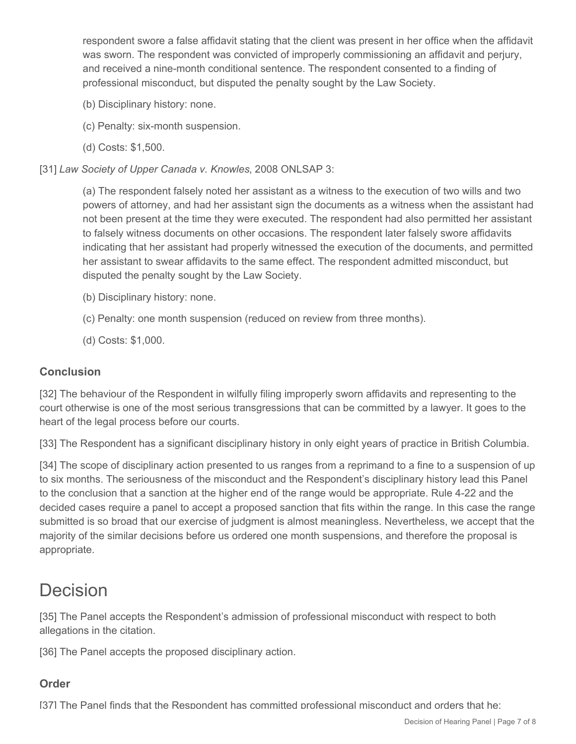respondent swore a false affidavit stating that the client was present in her office when the affidavit was sworn. The respondent was convicted of improperly commissioning an affidavit and perjury, and received a nine-month conditional sentence. The respondent consented to a finding of professional misconduct, but disputed the penalty sought by the Law Society.

(b) Disciplinary history: none.

(c) Penalty: six-month suspension.

(d) Costs: $1,500.

[31] *Law Society of Upper Canada v. Knowles*, 2008 ONLSAP 3:

(a) The respondent falsely noted her assistant as a witness to the execution of two wills and two powers of attorney, and had her assistant sign the documents as a witness when the assistant had not been present at the time they were executed. The respondent had also permitted her assistant to falsely witness documents on other occasions. The respondent later falsely swore affidavits indicating that her assistant had properly witnessed the execution of the documents, and permitted her assistant to swear affidavits to the same effect. The respondent admitted misconduct, but disputed the penalty sought by the Law Society.

(b) Disciplinary history: none.

(c) Penalty: one month suspension (reduced on review from three months).

(d) Costs: $1,000.

### Conclusion

[32] The behaviour of the Respondent in wilfully filing improperly sworn affidavits and representing to the court otherwise is one of the most serious transgressions that can be committed by a lawyer. It goes to the heart of the legal process before our courts.

[33] The Respondent has a significant disciplinary history in only eight years of practice in British Columbia.

[34] The scope of disciplinary action presented to us ranges from a reprimand to a fine to a suspension of up to six months. The seriousness of the misconduct and the Respondent's disciplinary history lead this Panel to the conclusion that a sanction at the higher end of the range would be appropriate. Rule 4-22 and the decided cases require a panel to accept a proposed sanction that fits within the range. In this case the range submitted is so broad that our exercise of judgment is almost meaningless. Nevertheless, we accept that the majority of the similar decisions before us ordered one month suspensions, and therefore the proposal is appropriate.

## Decision

[35] The Panel accepts the Respondent's admission of professional misconduct with respect to both allegations in the citation.

[36] The Panel accepts the proposed disciplinary action.

### Order

[37] The Panel finds that the Respondent has committed professional misconduct and orders that he: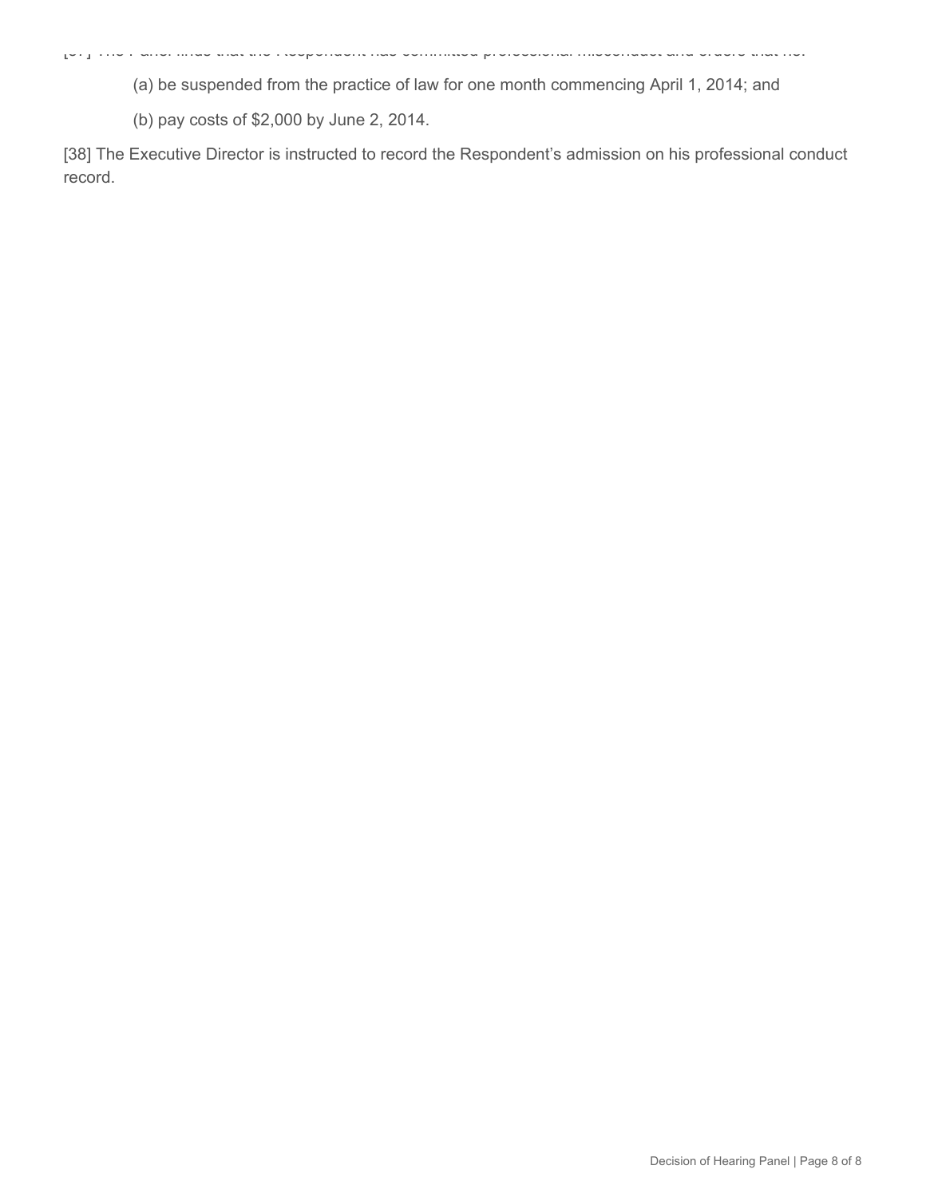[37] The Panel finds that the Respondent has committed professional misconduct and orders that he:

(a) be suspended from the practice of law for one month commencing April 1, 2014; and

(b) pay costs of $2,000 by June 2, 2014.

[38] The Executive Director is instructed to record the Respondent's admission on his professional conduct record.